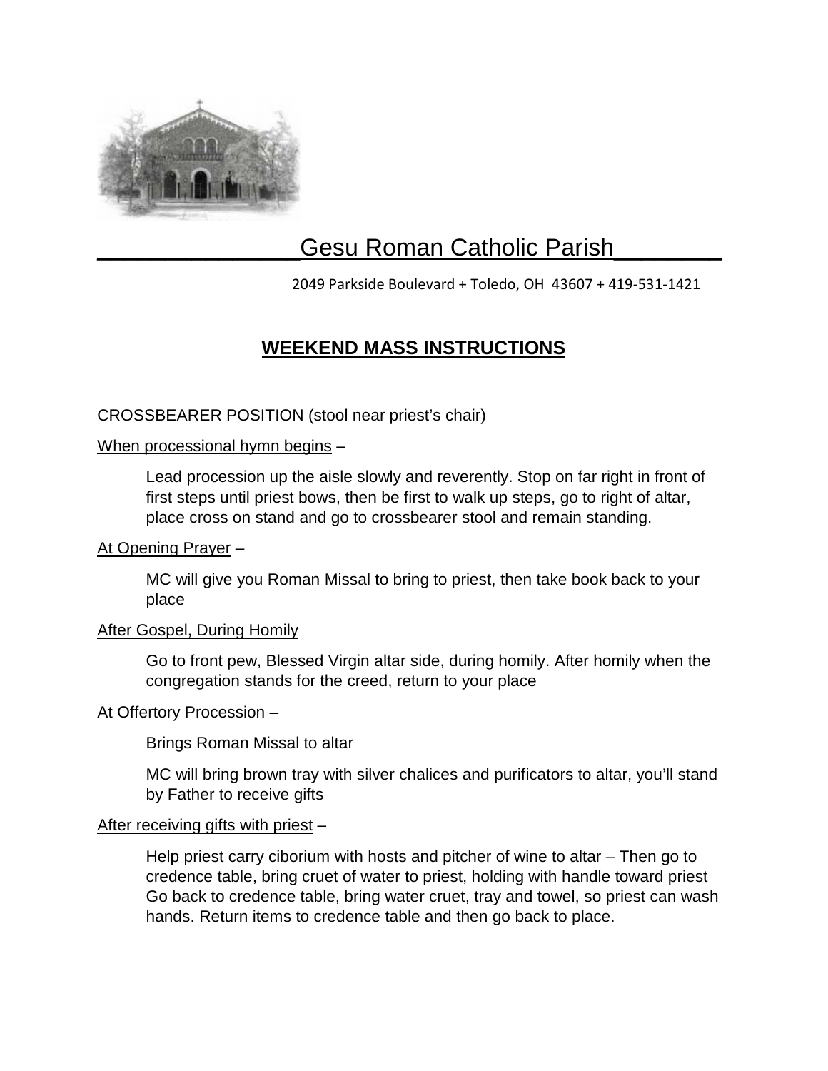# Gesu Roman Catholic Parish

2049 Parkside Boulevard + Toledo, OH 43607 + 419-531-1421

## WEEKEND MASS INSTRUCTIONS

CROSSBEARER POSITION (stool near priest's chair)

When processional hymn begins –

Lead procession up the aisle slowly and reverently. Stop on far right in front of first steps until priest bows, then be first to walk up steps, go to right of altar, place cross on stand and go to crossbearer stool and remain standing.

At Opening Prayer –

MC will give you Roman Missal to bring to priest, then take book back to your place

After Gospel, During Homily

Go to front pew, Blessed Virgin altar side, during homily. After homily when the congregation stands for the creed, return to your place

At Offertory Procession –

Brings Roman Missal to altar

MC will bring brown tray with silver chalices and purificators to altar, you'll stand by Father to receive gifts

After receiving gifts with priest –

Help priest carry ciborium with hosts and pitcher of wine to altar – Then go to credence table, bring cruet of water to priest, holding with handle toward priest Go back to credence table, bring water cruet, tray and towel, so priest can wash hands. Return items to credence table and then go back to place.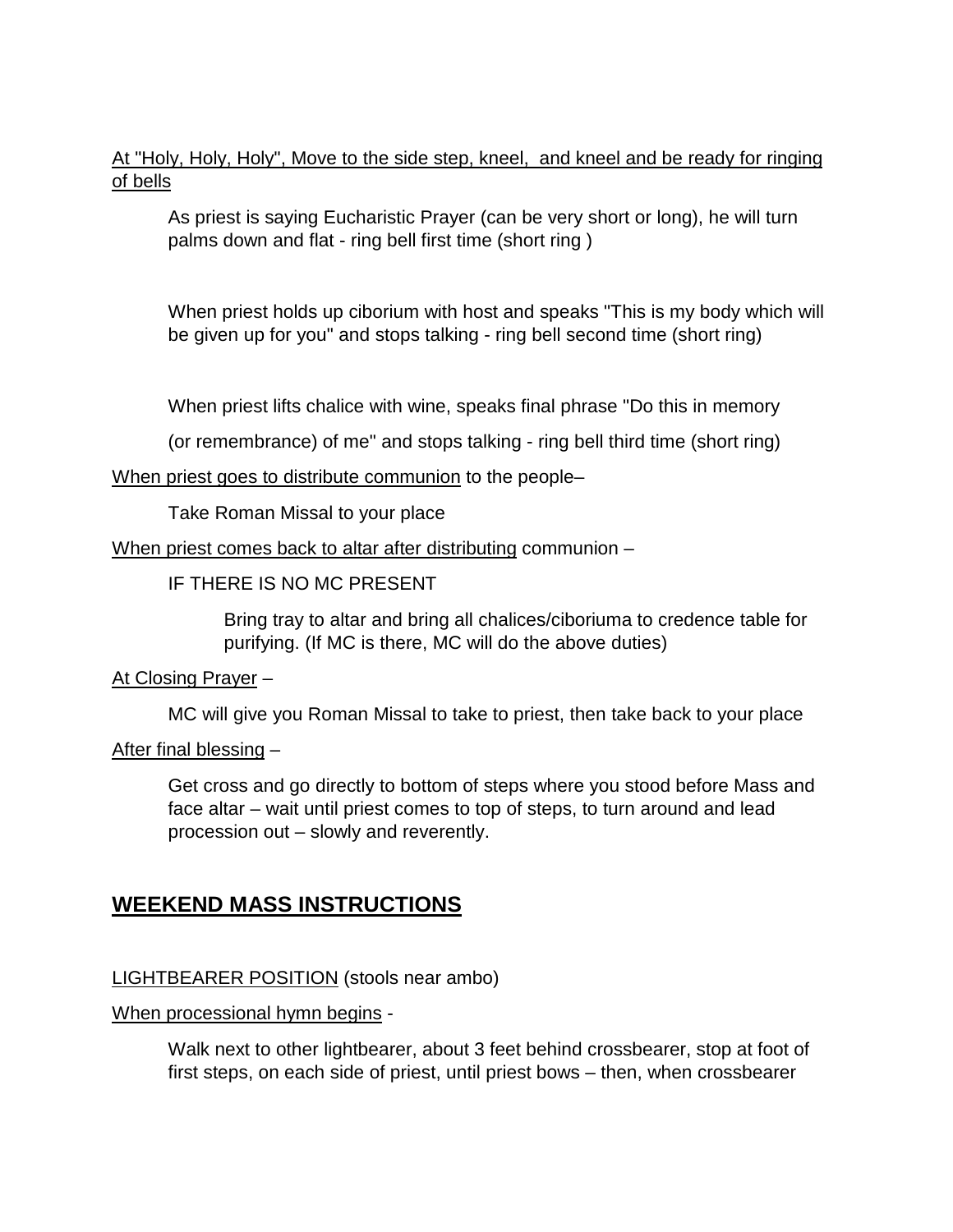<u>At "Holy, Holy, Holy", Move to the side step, kneel,  and kneel and be ready for ringing of bells</u>

> As priest is saying Eucharistic Prayer (can be very short or long), he will turn palms down and flat - ring bell first time (short ring )
>
> When priest holds up ciborium with host and speaks "This is my body which will be given up for you" and stops talking - ring bell second time (short ring)
>
> When priest lifts chalice with wine, speaks final phrase "Do this in memory
>
> (or remembrance) of me" and stops talking - ring bell third time (short ring)

<u>When priest goes to distribute communion</u> to the people–

> Take Roman Missal to your place

<u>When priest comes back to altar after distributing</u> communion –

> IF THERE IS NO MC PRESENT
>
> > Bring tray to altar and bring all chalices/ciboriuma to credence table for purifying. (If MC is there, MC will do the above duties)

<u>At Closing Prayer</u> –

> MC will give you Roman Missal to take to priest, then take back to your place

<u>After final blessing</u> –

> Get cross and go directly to bottom of steps where you stood before Mass and face altar – wait until priest comes to top of steps, to turn around and lead procession out – slowly and reverently.

## **<u>WEEKEND MASS INSTRUCTIONS</u>**

<u>LIGHTBEARER POSITION</u> (stools near ambo)

<u>When processional hymn begins</u> -

> Walk next to other lightbearer, about 3 feet behind crossbearer, stop at foot of first steps, on each side of priest, until priest bows – then, when crossbearer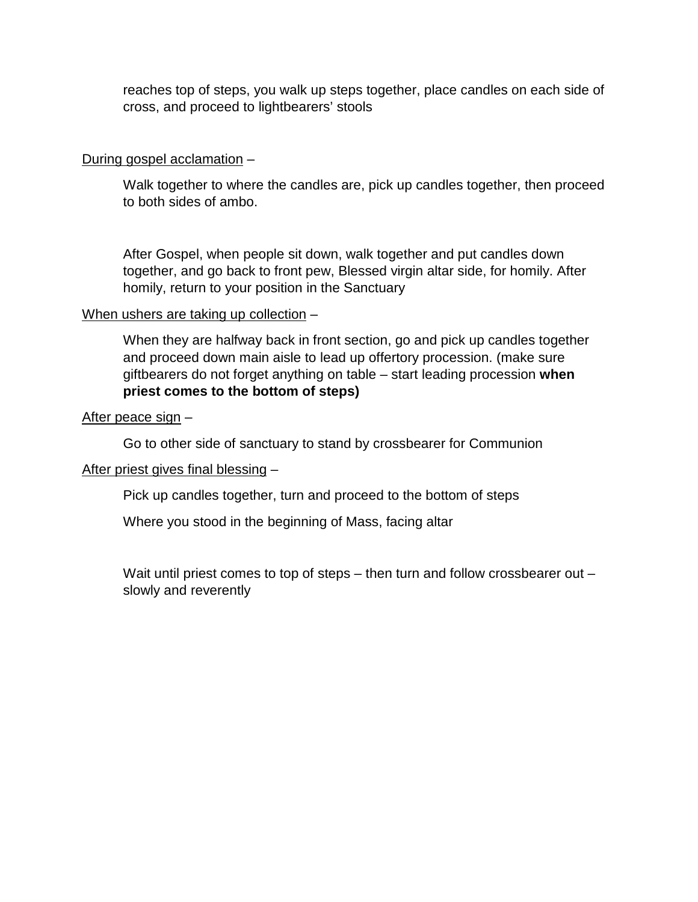reaches top of steps, you walk up steps together, place candles on each side of cross, and proceed to lightbearers' stools

<u>During gospel acclamation</u> –

Walk together to where the candles are, pick up candles together, then proceed to both sides of ambo.

After Gospel, when people sit down, walk together and put candles down together, and go back to front pew, Blessed virgin altar side, for homily. After homily, return to your position in the Sanctuary

<u>When ushers are taking up collection</u> –

When they are halfway back in front section, go and pick up candles together and proceed down main aisle to lead up offertory procession. (make sure giftbearers do not forget anything on table – start leading procession **when priest comes to the bottom of steps)**

<u>After peace sign</u> –

Go to other side of sanctuary to stand by crossbearer for Communion

<u>After priest gives final blessing</u> –

Pick up candles together, turn and proceed to the bottom of steps

Where you stood in the beginning of Mass, facing altar

Wait until priest comes to top of steps – then turn and follow crossbearer out – slowly and reverently